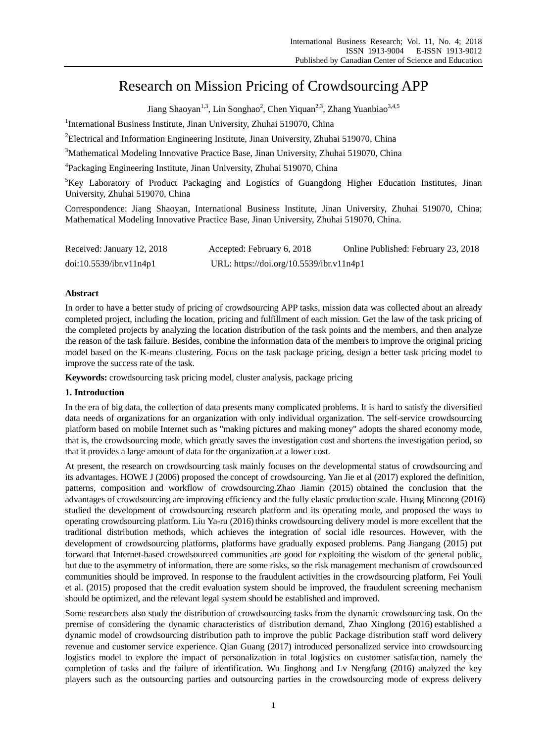# Research on Mission Pricing of Crowdsourcing APP

Jiang Shaoyan[1,3], Lin Songhao[2], Chen Yiquan[2,3], Zhang Yuanbiao[3,4,5]

[1]International Business Institute, Jinan University, Zhuhai 519070, China

[2]Electrical and Information Engineering Institute, Jinan University, Zhuhai 519070, China

[3]Mathematical Modeling Innovative Practice Base, Jinan University, Zhuhai 519070, China

[4]Packaging Engineering Institute, Jinan University, Zhuhai 519070, China

[5]Key Laboratory of Product Packaging and Logistics of Guangdong Higher Education Institutes, Jinan University, Zhuhai 519070, China

Correspondence: Jiang Shaoyan, International Business Institute, Jinan University, Zhuhai 519070, China; Mathematical Modeling Innovative Practice Base, Jinan University, Zhuhai 519070, China.

Received: January 12, 2018 Accepted: February 6, 2018 Online Published: February 23, 2018

doi:10.5539/ibr.v11n4p1 URL: https://doi.org/10.5539/ibr.v11n4p1

**Abstract**

In order to have a better study of pricing of crowdsourcing APP tasks, mission data was collected about an already completed project, including the location, pricing and fulfillment of each mission. Get the law of the task pricing of the completed projects by analyzing the location distribution of the task points and the members, and then analyze the reason of the task failure. Besides, combine the information data of the members to improve the original pricing model based on the K-means clustering. Focus on the task package pricing, design a better task pricing model to improve the success rate of the task.

**Keywords:** crowdsourcing task pricing model, cluster analysis, package pricing

## 1. Introduction

In the era of big data, the collection of data presents many complicated problems. It is hard to satisfy the diversified data needs of organizations for an organization with only individual organization. The self-service crowdsourcing platform based on mobile Internet such as "making pictures and making money" adopts the shared economy mode, that is, the crowdsourcing mode, which greatly saves the investigation cost and shortens the investigation period, so that it provides a large amount of data for the organization at a lower cost.

At present, the research on crowdsourcing task mainly focuses on the developmental status of crowdsourcing and its advantages. HOWE J (2006) proposed the concept of crowdsourcing. Yan Jie et al (2017) explored the definition, patterns, composition and workflow of crowdsourcing.Zhao Jiamin (2015) obtained the conclusion that the advantages of crowdsourcing are improving efficiency and the fully elastic production scale. Huang Mincong (2016) studied the development of crowdsourcing research platform and its operating mode, and proposed the ways to operating crowdsourcing platform. Liu Ya-ru (2016) thinks crowdsourcing delivery model is more excellent that the traditional distribution methods, which achieves the integration of social idle resources. However, with the development of crowdsourcing platforms, platforms have gradually exposed problems. Pang Jiangang (2015) put forward that Internet-based crowdsourced communities are good for exploiting the wisdom of the general public, but due to the asymmetry of information, there are some risks, so the risk management mechanism of crowdsourced communities should be improved. In response to the fraudulent activities in the crowdsourcing platform, Fei Youli et al. (2015) proposed that the credit evaluation system should be improved, the fraudulent screening mechanism should be optimized, and the relevant legal system should be established and improved.

Some researchers also study the distribution of crowdsourcing tasks from the dynamic crowdsourcing task. On the premise of considering the dynamic characteristics of distribution demand, Zhao Xinglong (2016) established a dynamic model of crowdsourcing distribution path to improve the public Package distribution staff word delivery revenue and customer service experience. Qian Guang (2017) introduced personalized service into crowdsourcing logistics model to explore the impact of personalization in total logistics on customer satisfaction, namely the completion of tasks and the failure of identification. Wu Jinghong and Lv Nengfang (2016) analyzed the key players such as the outsourcing parties and outsourcing parties in the crowdsourcing mode of express delivery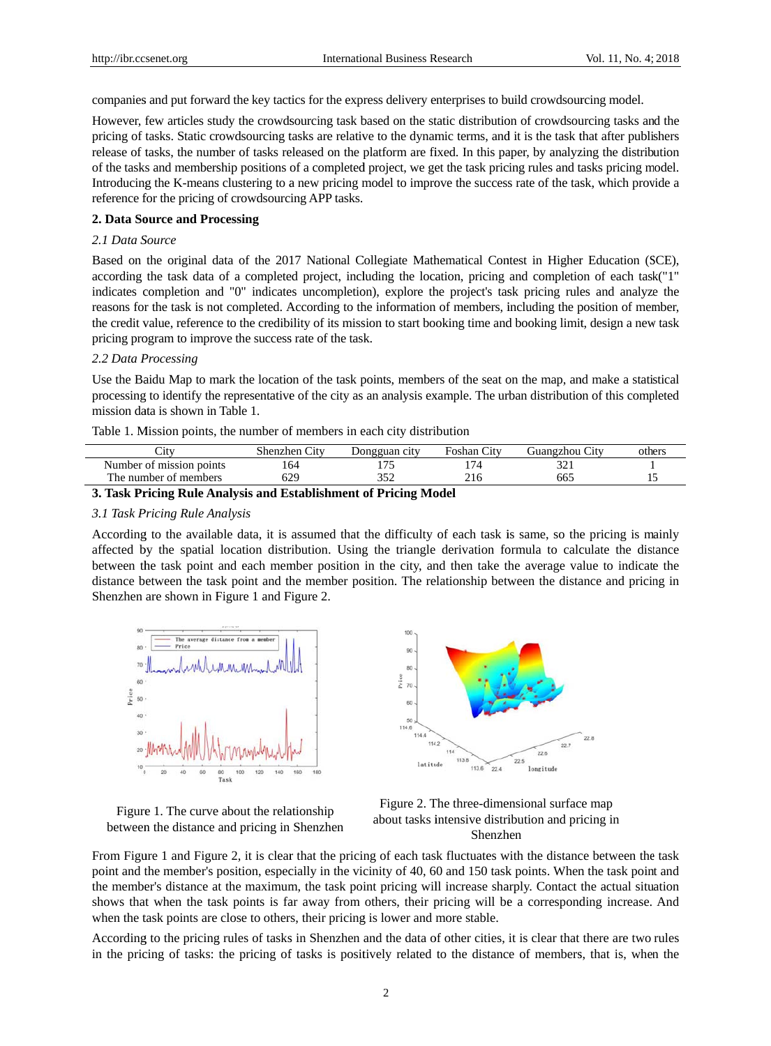companies and put forward the key tactics for the express delivery enterprises to build crowdsourcing model.

However, few articles study the crowdsourcing task based on the static distribution of crowdsourcing tasks and the pricing of tasks. Static crowdsourcing tasks are relative to the dynamic terms, and it is the task that after publishers release of tasks, the number of tasks released on the platform are fixed. In this paper, by analyzing the distribution of the tasks and membership positions of a completed project, we get the task pricing rules and tasks pricing model. Introducing the K-means clustering to a new pricing model to improve the success rate of the task, which provide a reference for the pricing of crowdsourcing APP tasks.

## 2. Data Source and Processing

### *2.1 Data Source*

Based on the original data of the 2017 National Collegiate Mathematical Contest in Higher Education (SCE), according the task data of a completed project, including the location, pricing and completion of each task("1" indicates completion and "0" indicates uncompletion), explore the project's task pricing rules and analyze the reasons for the task is not completed. According to the information of members, including the position of member, the credit value, reference to the credibility of its mission to start booking time and booking limit, design a new task pricing program to improve the success rate of the task.

### *2.2 Data Processing*

Use the Baidu Map to mark the location of the task points, members of the seat on the map, and make a statistical processing to identify the representative of the city as an analysis example. The urban distribution of this completed mission data is shown in Table 1.

Table 1. Mission points, the number of members in each city distribution

| City | Shenzhen City | Dongguan city | Foshan City | Guangzhou City | others |
|---|---|---|---|---|---|
| Number of mission points | 164 | 175 | 174 | 321 | 1 |
| The number of members | 629 | 352 | 216 | 665 | 15 |

## 3. Task Pricing Rule Analysis and Establishment of Pricing Model

### *3.1 Task Pricing Rule Analysis*

According to the available data, it is assumed that the difficulty of each task is same, so the pricing is mainly affected by the spatial location distribution. Using the triangle derivation formula to calculate the distance between the task point and each member position in the city, and then take the average value to indicate the distance between the task point and the member position. The relationship between the distance and pricing in Shenzhen are shown in Figure 1 and Figure 2.

Figure 1. The curve about the relationship between the distance and pricing in Shenzhen

Figure 2. The three-dimensional surface map about tasks intensive distribution and pricing in Shenzhen

From Figure 1 and Figure 2, it is clear that the pricing of each task fluctuates with the distance between the task point and the member's position, especially in the vicinity of 40, 60 and 150 task points. When the task point and the member's distance at the maximum, the task point pricing will increase sharply. Contact the actual situation shows that when the task points is far away from others, their pricing will be a corresponding increase. And when the task points are close to others, their pricing is lower and more stable.

According to the pricing rules of tasks in Shenzhen and the data of other cities, it is clear that there are two rules in the pricing of tasks: the pricing of tasks is positively related to the distance of members, that is, when the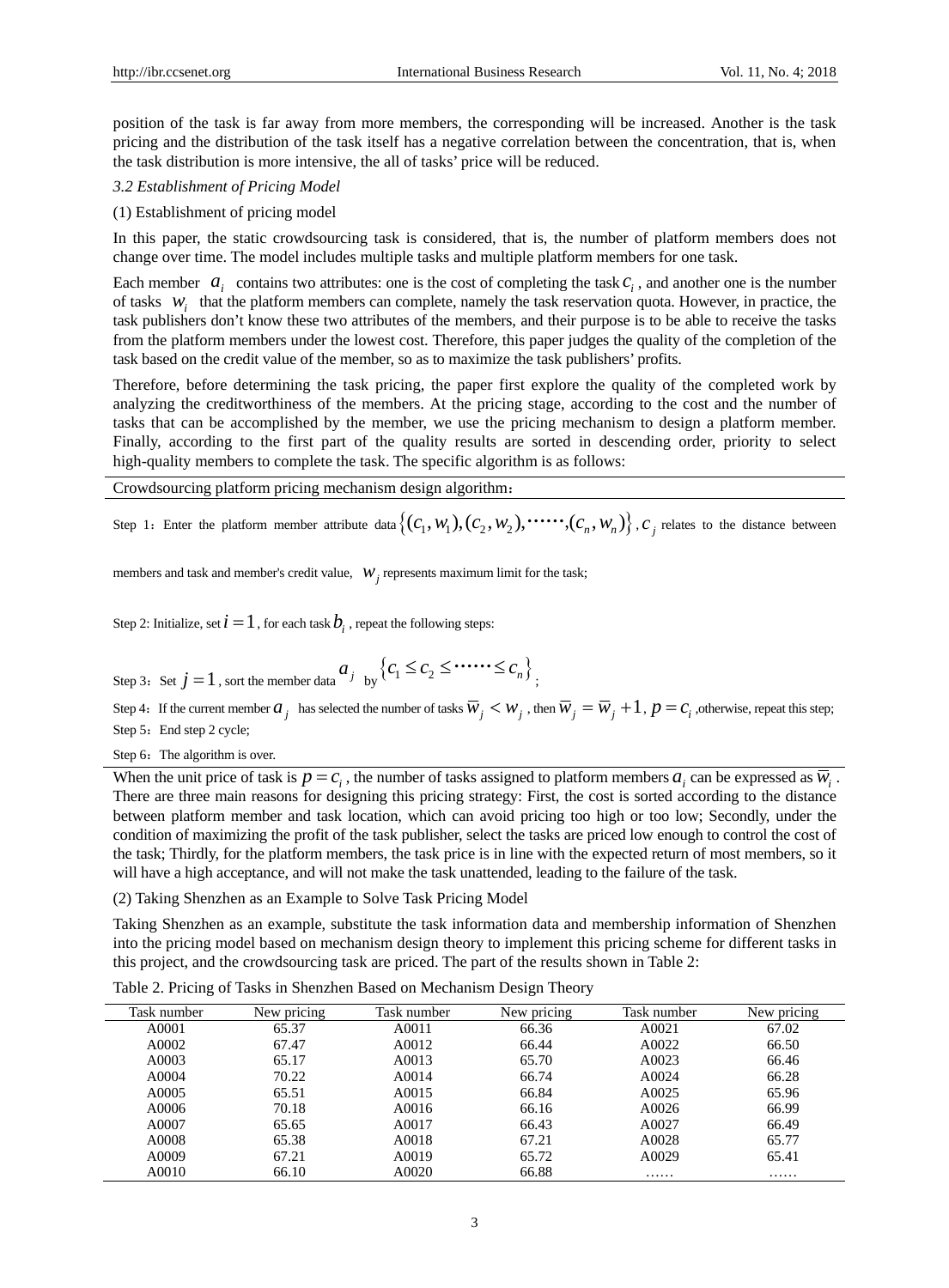position of the task is far away from more members, the corresponding will be increased. Another is the task pricing and the distribution of the task itself has a negative correlation between the concentration, that is, when the task distribution is more intensive, the all of tasks' price will be reduced.

*3.2 Establishment of Pricing Model*

(1) Establishment of pricing model

In this paper, the static crowdsourcing task is considered, that is, the number of platform members does not change over time. The model includes multiple tasks and multiple platform members for one task.

Each member $a_i$ contains two attributes: one is the cost of completing the task $c_i$, and another one is the number of tasks $w_i$ that the platform members can complete, namely the task reservation quota. However, in practice, the task publishers don't know these two attributes of the members, and their purpose is to be able to receive the tasks from the platform members under the lowest cost. Therefore, this paper judges the quality of the completion of the task based on the credit value of the member, so as to maximize the task publishers' profits.

Therefore, before determining the task pricing, the paper first explore the quality of the completed work by analyzing the creditworthiness of the members. At the pricing stage, according to the cost and the number of tasks that can be accomplished by the member, we use the pricing mechanism to design a platform member. Finally, according to the first part of the quality results are sorted in descending order, priority to select high-quality members to complete the task. The specific algorithm is as follows:

Crowdsourcing platform pricing mechanism design algorithm：

Step 1：Enter the platform member attribute data $\{(c_1, w_1), (c_2, w_2), \cdots\cdots, (c_n, w_n)\}$, $c_j$ relates to the distance between members and task and member's credit value, $w_j$ represents maximum limit for the task;

Step 2: Initialize, set $i = 1$, for each task $b_i$, repeat the following steps:

Step 3：Set $j = 1$, sort the member data $a_j$ by $\{c_1 \le c_2 \le \cdots\cdots \le c_n\}$;

Step 4：If the current member $a_j$ has selected the number of tasks $\overline{w}_j < w_j$, then $\overline{w}_j = \overline{w}_j + 1$, $p = c_i$ ,otherwise, repeat this step;

Step 5：End step 2 cycle;

Step 6：The algorithm is over.

When the unit price of task is $p = c_i$, the number of tasks assigned to platform members $a_i$ can be expressed as $\overline{w}_i$. There are three main reasons for designing this pricing strategy: First, the cost is sorted according to the distance between platform member and task location, which can avoid pricing too high or too low; Secondly, under the condition of maximizing the profit of the task publisher, select the tasks are priced low enough to control the cost of the task; Thirdly, for the platform members, the task price is in line with the expected return of most members, so it will have a high acceptance, and will not make the task unattended, leading to the failure of the task.

(2) Taking Shenzhen as an Example to Solve Task Pricing Model

Taking Shenzhen as an example, substitute the task information data and membership information of Shenzhen into the pricing model based on mechanism design theory to implement this pricing scheme for different tasks in this project, and the crowdsourcing task are priced. The part of the results shown in Table 2:

Table 2. Pricing of Tasks in Shenzhen Based on Mechanism Design Theory

| Task number | New pricing | Task number | New pricing | Task number | New pricing |
|---|---|---|---|---|---|
| A0001 | 65.37 | A0011 | 66.36 | A0021 | 67.02 |
| A0002 | 67.47 | A0012 | 66.44 | A0022 | 66.50 |
| A0003 | 65.17 | A0013 | 65.70 | A0023 | 66.46 |
| A0004 | 70.22 | A0014 | 66.74 | A0024 | 66.28 |
| A0005 | 65.51 | A0015 | 66.84 | A0025 | 65.96 |
| A0006 | 70.18 | A0016 | 66.16 | A0026 | 66.99 |
| A0007 | 65.65 | A0017 | 66.43 | A0027 | 66.49 |
| A0008 | 65.38 | A0018 | 67.21 | A0028 | 65.77 |
| A0009 | 67.21 | A0019 | 65.72 | A0029 | 65.41 |
| A0010 | 66.10 | A0020 | 66.88 | …… | …… |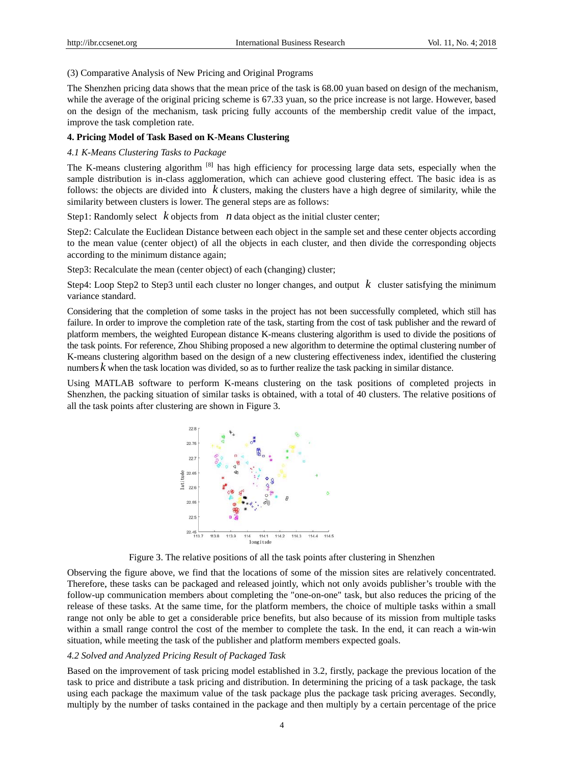(3) Comparative Analysis of New Pricing and Original Programs

The Shenzhen pricing data shows that the mean price of the task is 68.00 yuan based on design of the mechanism, while the average of the original pricing scheme is 67.33 yuan, so the price increase is not large. However, based on the design of the mechanism, task pricing fully accounts of the membership credit value of the impact, improve the task completion rate.

## 4. Pricing Model of Task Based on K-Means Clustering

### *4.1 K-Means Clustering Tasks to Package*

The K-means clustering algorithm [8] has high efficiency for processing large data sets, especially when the sample distribution is in-class agglomeration, which can achieve good clustering effect. The basic idea is as follows: the objects are divided into $k$ clusters, making the clusters have a high degree of similarity, while the similarity between clusters is lower. The general steps are as follows:

Step1: Randomly select $k$ objects from $n$ data object as the initial cluster center;

Step2: Calculate the Euclidean Distance between each object in the sample set and these center objects according to the mean value (center object) of all the objects in each cluster, and then divide the corresponding objects according to the minimum distance again;

Step3: Recalculate the mean (center object) of each (changing) cluster;

Step4: Loop Step2 to Step3 until each cluster no longer changes, and output $k$ cluster satisfying the minimum variance standard.

Considering that the completion of some tasks in the project has not been successfully completed, which still has failure. In order to improve the completion rate of the task, starting from the cost of task publisher and the reward of platform members, the weighted European distance K-means clustering algorithm is used to divide the positions of the task points. For reference, Zhou Shibing proposed a new algorithm to determine the optimal clustering number of K-means clustering algorithm based on the design of a new clustering effectiveness index, identified the clustering numbers $k$ when the task location was divided, so as to further realize the task packing in similar distance.

Using MATLAB software to perform K-means clustering on the task positions of completed projects in Shenzhen, the packing situation of similar tasks is obtained, with a total of 40 clusters. The relative positions of all the task points after clustering are shown in Figure 3.

Figure 3. The relative positions of all the task points after clustering in Shenzhen

Observing the figure above, we find that the locations of some of the mission sites are relatively concentrated. Therefore, these tasks can be packaged and released jointly, which not only avoids publisher's trouble with the follow-up communication members about completing the "one-on-one" task, but also reduces the pricing of the release of these tasks. At the same time, for the platform members, the choice of multiple tasks within a small range not only be able to get a considerable price benefits, but also because of its mission from multiple tasks within a small range control the cost of the member to complete the task. In the end, it can reach a win-win situation, while meeting the task of the publisher and platform members expected goals.

### *4.2 Solved and Analyzed Pricing Result of Packaged Task*

Based on the improvement of task pricing model established in 3.2, firstly, package the previous location of the task to price and distribute a task pricing and distribution. In determining the pricing of a task package, the task using each package the maximum value of the task package plus the package task pricing averages. Secondly, multiply by the number of tasks contained in the package and then multiply by a certain percentage of the price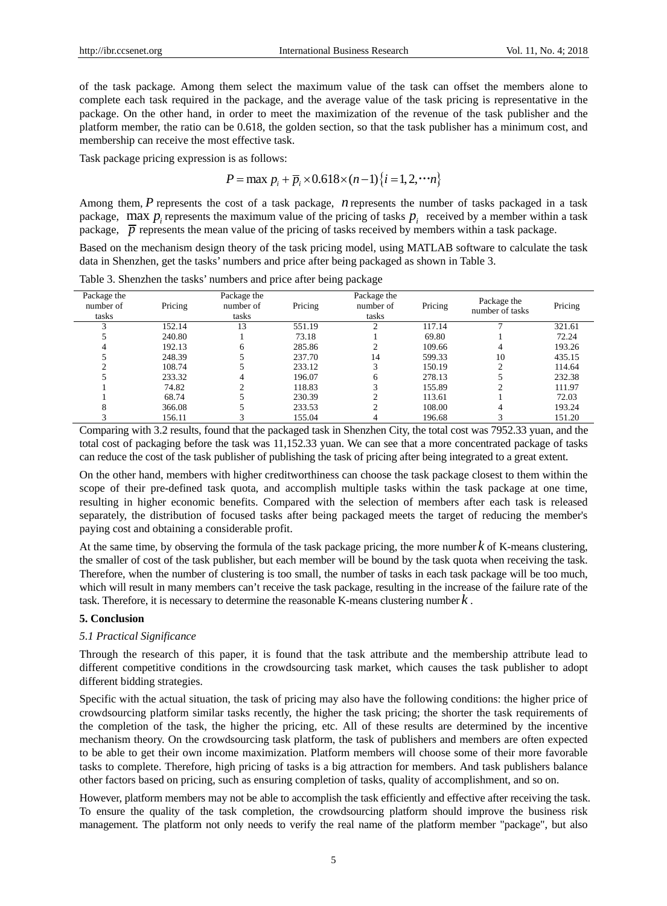of the task package. Among them select the maximum value of the task can offset the members alone to complete each task required in the package, and the average value of the task pricing is representative in the package. On the other hand, in order to meet the maximization of the revenue of the task publisher and the platform member, the ratio can be 0.618, the golden section, so that the task publisher has a minimum cost, and membership can receive the most effective task.

Task package pricing expression is as follows:

$$P = \max p_i + \bar{p}_i \times 0.618 \times (n-1)\{i = 1, 2, \cdots n\}$$

Among them, $P$ represents the cost of a task package, $n$ represents the number of tasks packaged in a task package, $\max p_i$ represents the maximum value of the pricing of tasks $p_i$ received by a member within a task package, $\bar{p}$ represents the mean value of the pricing of tasks received by members within a task package.

Based on the mechanism design theory of the task pricing model, using MATLAB software to calculate the task data in Shenzhen, get the tasks' numbers and price after being packaged as shown in Table 3.

Table 3. Shenzhen the tasks' numbers and price after being package

| Package the number of tasks | Pricing | Package the number of tasks | Pricing | Package the number of tasks | Pricing | Package the number of tasks | Pricing |
|---|---|---|---|---|---|---|---|
| 3 | 152.14 | 13 | 551.19 | 2 | 117.14 | 7 | 321.61 |
| 5 | 240.80 | 1 | 73.18 | 1 | 69.80 | 1 | 72.24 |
| 4 | 192.13 | 6 | 285.86 | 2 | 109.66 | 4 | 193.26 |
| 5 | 248.39 | 5 | 237.70 | 14 | 599.33 | 10 | 435.15 |
| 2 | 108.74 | 5 | 233.12 | 3 | 150.19 | 2 | 114.64 |
| 5 | 233.32 | 4 | 196.07 | 6 | 278.13 | 5 | 232.38 |
| 1 | 74.82 | 2 | 118.83 | 3 | 155.89 | 2 | 111.97 |
| 1 | 68.74 | 5 | 230.39 | 2 | 113.61 | 1 | 72.03 |
| 8 | 366.08 | 5 | 233.53 | 2 | 108.00 | 4 | 193.24 |
| 3 | 156.11 | 3 | 155.04 | 4 | 196.68 | 3 | 151.20 |

Comparing with 3.2 results, found that the packaged task in Shenzhen City, the total cost was 7952.33 yuan, and the total cost of packaging before the task was 11,152.33 yuan. We can see that a more concentrated package of tasks can reduce the cost of the task publisher of publishing the task of pricing after being integrated to a great extent.

On the other hand, members with higher creditworthiness can choose the task package closest to them within the scope of their pre-defined task quota, and accomplish multiple tasks within the task package at one time, resulting in higher economic benefits. Compared with the selection of members after each task is released separately, the distribution of focused tasks after being packaged meets the target of reducing the member's paying cost and obtaining a considerable profit.

At the same time, by observing the formula of the task package pricing, the more number $k$ of K-means clustering, the smaller of cost of the task publisher, but each member will be bound by the task quota when receiving the task. Therefore, when the number of clustering is too small, the number of tasks in each task package will be too much, which will result in many members can't receive the task package, resulting in the increase of the failure rate of the task. Therefore, it is necessary to determine the reasonable K-means clustering number $k$ .

## 5. Conclusion

### *5.1 Practical Significance*

Through the research of this paper, it is found that the task attribute and the membership attribute lead to different competitive conditions in the crowdsourcing task market, which causes the task publisher to adopt different bidding strategies.

Specific with the actual situation, the task of pricing may also have the following conditions: the higher price of crowdsourcing platform similar tasks recently, the higher the task pricing; the shorter the task requirements of the completion of the task, the higher the pricing, etc. All of these results are determined by the incentive mechanism theory. On the crowdsourcing task platform, the task of publishers and members are often expected to be able to get their own income maximization. Platform members will choose some of their more favorable tasks to complete. Therefore, high pricing of tasks is a big attraction for members. And task publishers balance other factors based on pricing, such as ensuring completion of tasks, quality of accomplishment, and so on.

However, platform members may not be able to accomplish the task efficiently and effective after receiving the task. To ensure the quality of the task completion, the crowdsourcing platform should improve the business risk management. The platform not only needs to verify the real name of the platform member "package", but also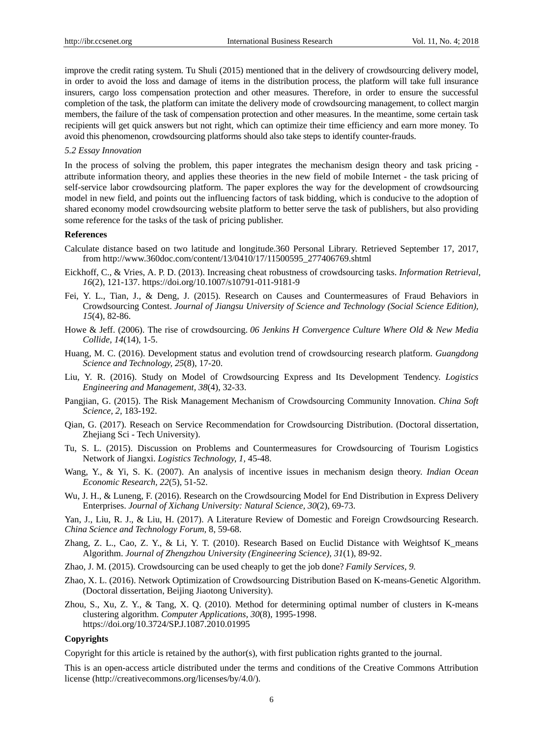improve the credit rating system. Tu Shuli (2015) mentioned that in the delivery of crowdsourcing delivery model, in order to avoid the loss and damage of items in the distribution process, the platform will take full insurance insurers, cargo loss compensation protection and other measures. Therefore, in order to ensure the successful completion of the task, the platform can imitate the delivery mode of crowdsourcing management, to collect margin members, the failure of the task of compensation protection and other measures. In the meantime, some certain task recipients will get quick answers but not right, which can optimize their time efficiency and earn more money. To avoid this phenomenon, crowdsourcing platforms should also take steps to identify counter-frauds.

### *5.2 Essay Innovation*

In the process of solving the problem, this paper integrates the mechanism design theory and task pricing - attribute information theory, and applies these theories in the new field of mobile Internet - the task pricing of self-service labor crowdsourcing platform. The paper explores the way for the development of crowdsourcing model in new field, and points out the influencing factors of task bidding, which is conducive to the adoption of shared economy model crowdsourcing website platform to better serve the task of publishers, but also providing some reference for the tasks of the task of pricing publisher.

## References

Calculate distance based on two latitude and longitude.360 Personal Library. Retrieved September 17, 2017, from http://www.360doc.com/content/13/0410/17/11500595_277406769.shtml

Eickhoff, C., & Vries, A. P. D. (2013). Increasing cheat robustness of crowdsourcing tasks. *Information Retrieval, 16*(2), 121-137. https://doi.org/10.1007/s10791-011-9181-9

Fei, Y. L., Tian, J., & Deng, J. (2015). Research on Causes and Countermeasures of Fraud Behaviors in Crowdsourcing Contest. *Journal of Jiangsu University of Science and Technology (Social Science Edition), 15*(4), 82-86.

Howe & Jeff. (2006). The rise of crowdsourcing. *06 Jenkins H Convergence Culture Where Old & New Media Collide, 14*(14), 1-5.

Huang, M. C. (2016). Development status and evolution trend of crowdsourcing research platform. *Guangdong Science and Technology, 25*(8), 17-20.

Liu, Y. R. (2016). Study on Model of Crowdsourcing Express and Its Development Tendency. *Logistics Engineering and Management, 38*(4), 32-33.

Pangjian, G. (2015). The Risk Management Mechanism of Crowdsourcing Community Innovation. *China Soft Science, 2*, 183-192.

Qian, G. (2017). Reseach on Service Recommendation for Crowdsourcing Distribution. (Doctoral dissertation, Zhejiang Sci - Tech University).

Tu, S. L. (2015). Discussion on Problems and Countermeasures for Crowdsourcing of Tourism Logistics Network of Jiangxi. *Logistics Technology, 1*, 45-48.

Wang, Y., & Yi, S. K. (2007). An analysis of incentive issues in mechanism design theory. *Indian Ocean Economic Research, 22*(5), 51-52.

Wu, J. H., & Luneng, F. (2016). Research on the Crowdsourcing Model for End Distribution in Express Delivery Enterprises. *Journal of Xichang University: Natural Science, 30*(2), 69-73.

Yan, J., Liu, R. J., & Liu, H. (2017). A Literature Review of Domestic and Foreign Crowdsourcing Research. *China Science and Technology Forum,* 8, 59-68.

Zhang, Z. L., Cao, Z. Y., & Li, Y. T. (2010). Research Based on Euclid Distance with Weightsof K_means Algorithm. *Journal of Zhengzhou University (Engineering Science), 31*(1), 89-92.

Zhao, J. M. (2015). Crowdsourcing can be used cheaply to get the job done? *Family Services, 9.*

Zhao, X. L. (2016). Network Optimization of Crowdsourcing Distribution Based on K-means-Genetic Algorithm. (Doctoral dissertation, Beijing Jiaotong University).

Zhou, S., Xu, Z. Y., & Tang, X. Q. (2010). Method for determining optimal number of clusters in K-means clustering algorithm. *Computer Applications, 30*(8), 1995-1998. https://doi.org/10.3724/SP.J.1087.2010.01995

## Copyrights

Copyright for this article is retained by the author(s), with first publication rights granted to the journal.

This is an open-access article distributed under the terms and conditions of the Creative Commons Attribution license (http://creativecommons.org/licenses/by/4.0/).